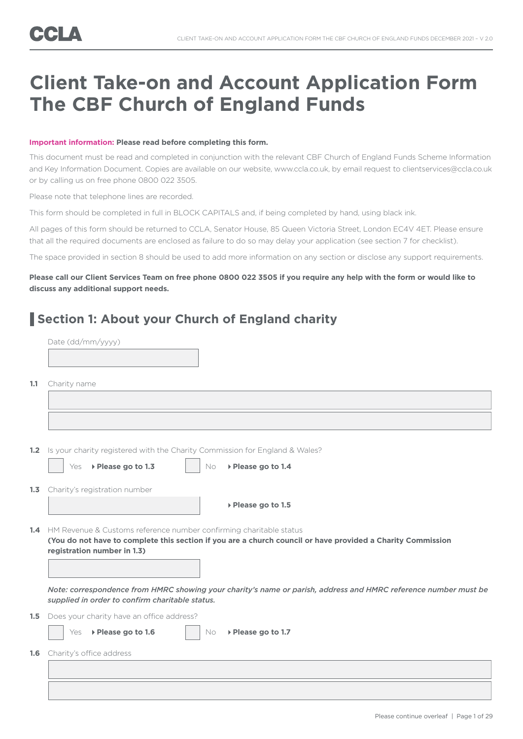# Client Take-on and Account Application Form The CBF Church of England Funds

**Important information: Please read before completing this form.**

This document must be read and completed in conjunction with the relevant CBF Church of England Funds Scheme Information and Key Information Document. Copies are available on our website, www.ccla.co.uk, by email request to clientservices@ccla.co.uk or by calling us on free phone 0800 022 3505.

Please note that telephone lines are recorded.

This form should be completed in full in BLOCK CAPITALS and, if being completed by hand, using black ink.

All pages of this form should be returned to CCLA, Senator House, 85 Queen Victoria Street, London EC4V 4ET. Please ensure that all the required documents are enclosed as failure to do so may delay your application (see section 7 for checklist).

The space provided in section 8 should be used to add more information on any section or disclose any support requirements.

**Please call our Client Services Team on free phone 0800 022 3505 if you require any help with the form or would like to discuss any additional support needs.**

## Section 1: About your Church of England charity

Date (dd/mm/yyyy)

**1.1** Charity name

**1.2** Is your charity registered with the Charity Commission for England & Wales?

☐ Yes ▸ **Please go to 1.3** ☐ No ▸ **Please go to 1.4**

**1.3** Charity's registration number

▸ **Please go to 1.5**

**1.4** HM Revenue & Customs reference number confirming charitable status
**(You do not have to complete this section if you are a church council or have provided a Charity Commission registration number in 1.3)**

*Note: correspondence from HMRC showing your charity's name or parish, address and HMRC reference number must be supplied in order to confirm charitable status.*

**1.5** Does your charity have an office address?

☐ Yes ▸ **Please go to 1.6** ☐ No ▸ **Please go to 1.7**

**1.6** Charity's office address

Please continue overleaf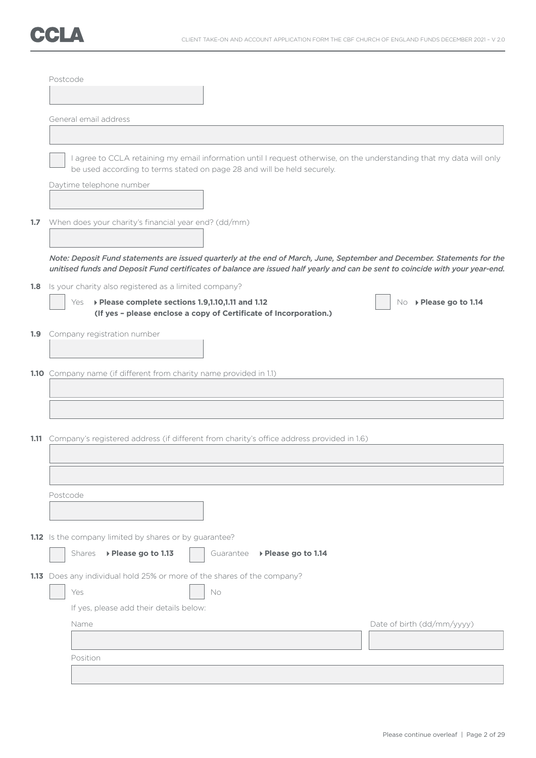Postcode

General email address

☐ I agree to CCLA retaining my email information until I request otherwise, on the understanding that my data will only be used according to terms stated on page 28 and will be held securely.

Daytime telephone number

**1.7** When does your charity's financial year end? (dd/mm)

*Note: Deposit Fund statements are issued quarterly at the end of March, June, September and December. Statements for the unitised funds and Deposit Fund certificates of balance are issued half yearly and can be sent to coincide with your year-end.*

**1.8** Is your charity also registered as a limited company?

☐ Yes ▸ **Please complete sections 1.9,1.10,1.11 and 1.12 (If yes – please enclose a copy of Certificate of Incorporation.)**

☐ No ▸ **Please go to 1.14**

**1.9** Company registration number

**1.10** Company name (if different from charity name provided in 1.1)

**1.11** Company's registered address (if different from charity's office address provided in 1.6)

Postcode

**1.12** Is the company limited by shares or by guarantee?

☐ Shares ▸ **Please go to 1.13** ☐ Guarantee ▸ **Please go to 1.14**

**1.13** Does any individual hold 25% or more of the shares of the company?

☐ Yes ☐ No

If yes, please add their details below:

Name

Date of birth (dd/mm/yyyy)

Position

Please continue overleaf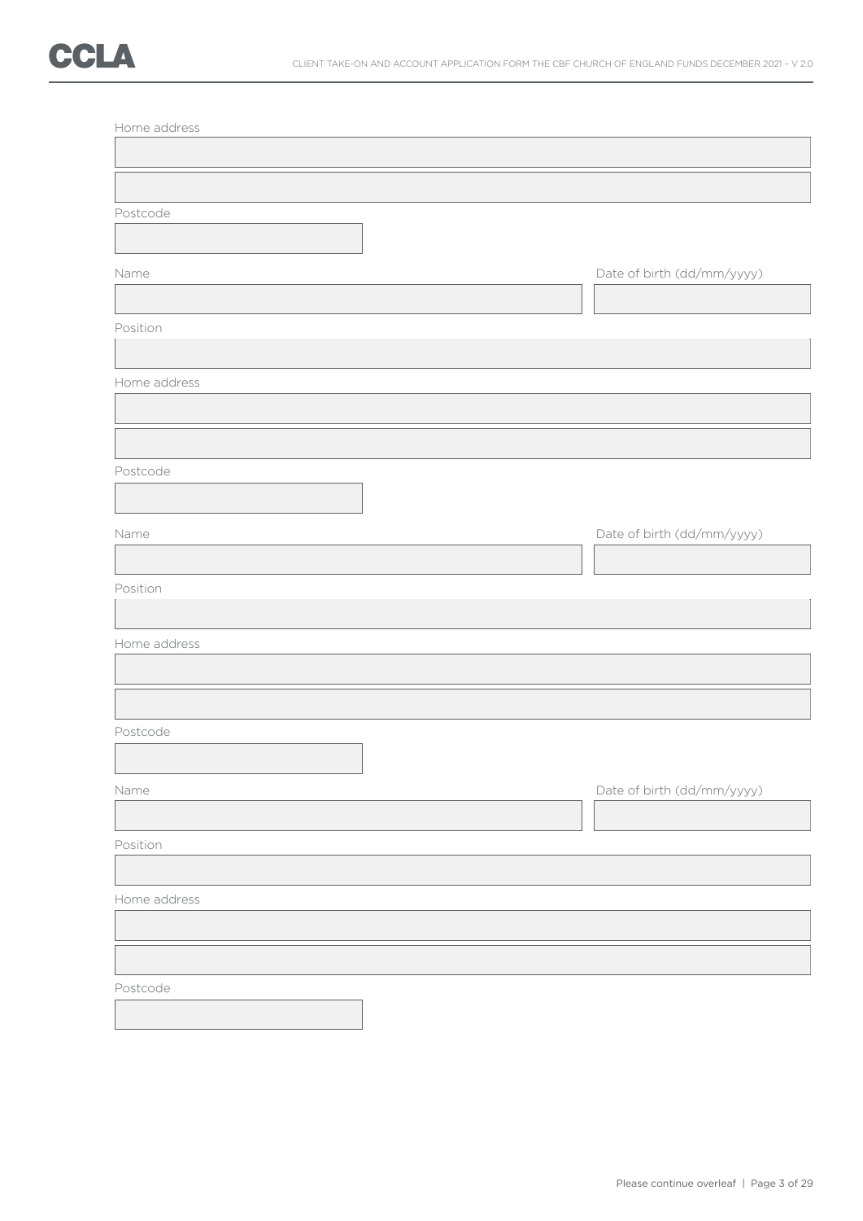Home address

Postcode

Name

Date of birth (dd/mm/yyyy)

Position

Home address

Postcode

Name

Date of birth (dd/mm/yyyy)

Position

Home address

Postcode

Name

Date of birth (dd/mm/yyyy)

Position

Home address

Postcode

Please continue overleaf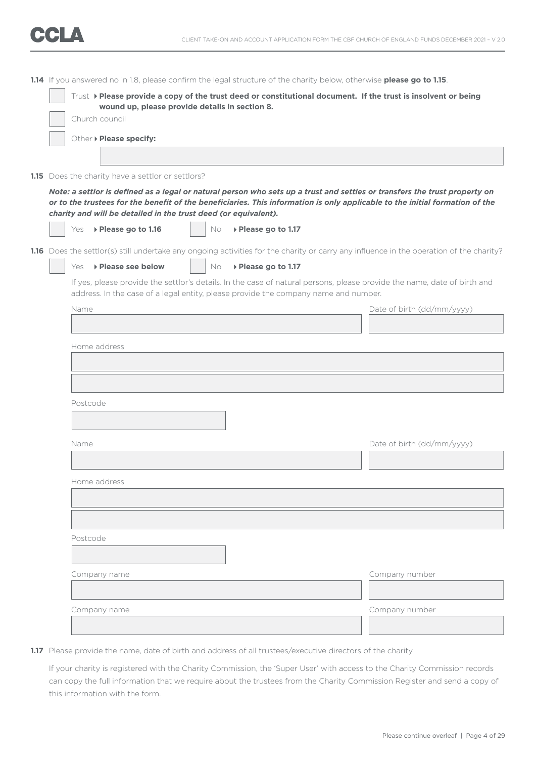**1.14** If you answered no in 1.8, please confirm the legal structure of the charity below, otherwise **please go to 1.15**.

- [ ] Trust ▸ **Please provide a copy of the trust deed or constitutional document. If the trust is insolvent or being wound up, please provide details in section 8.**
- [ ] Church council
- [ ] Other ▸ **Please specify:**

**1.15** Does the charity have a settlor or settlors?

***Note: a settlor is defined as a legal or natural person who sets up a trust and settles or transfers the trust property on or to the trustees for the benefit of the beneficiaries. This information is only applicable to the initial formation of the charity and will be detailed in the trust deed (or equivalent).***

- [ ] Yes ▸ **Please go to 1.16**
- [ ] No ▸ **Please go to 1.17**

**1.16** Does the settlor(s) still undertake any ongoing activities for the charity or carry any influence in the operation of the charity?

- [ ] Yes ▸ **Please see below**
- [ ] No ▸ **Please go to 1.17**

If yes, please provide the settlor's details. In the case of natural persons, please provide the name, date of birth and address. In the case of a legal entity, please provide the company name and number.

Name

Date of birth (dd/mm/yyyy)

Home address

Postcode

Name

Date of birth (dd/mm/yyyy)

Home address

Postcode

Company name

Company number

Company name

Company number

**1.17** Please provide the name, date of birth and address of all trustees/executive directors of the charity.

If your charity is registered with the Charity Commission, the 'Super User' with access to the Charity Commission records can copy the full information that we require about the trustees from the Charity Commission Register and send a copy of this information with the form.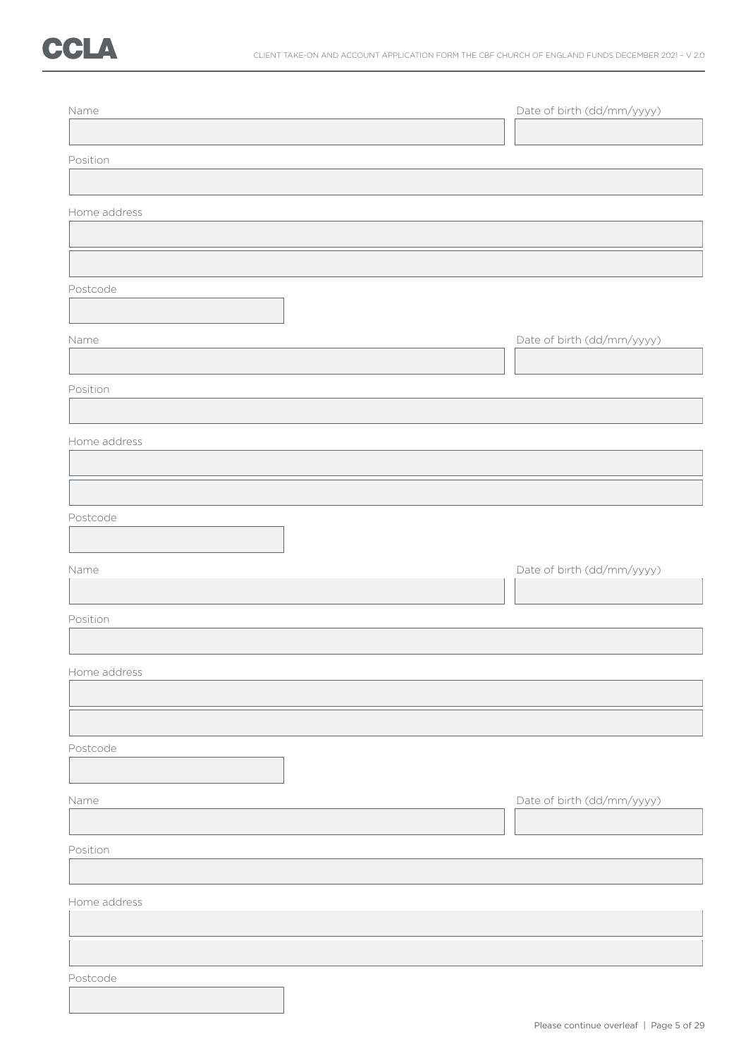Name

Date of birth (dd/mm/yyyy)

Position

Home address

Postcode

Name

Date of birth (dd/mm/yyyy)

Position

Home address

Postcode

Name

Date of birth (dd/mm/yyyy)

Position

Home address

Postcode

Name

Date of birth (dd/mm/yyyy)

Position

Home address

Postcode

Please continue overleaf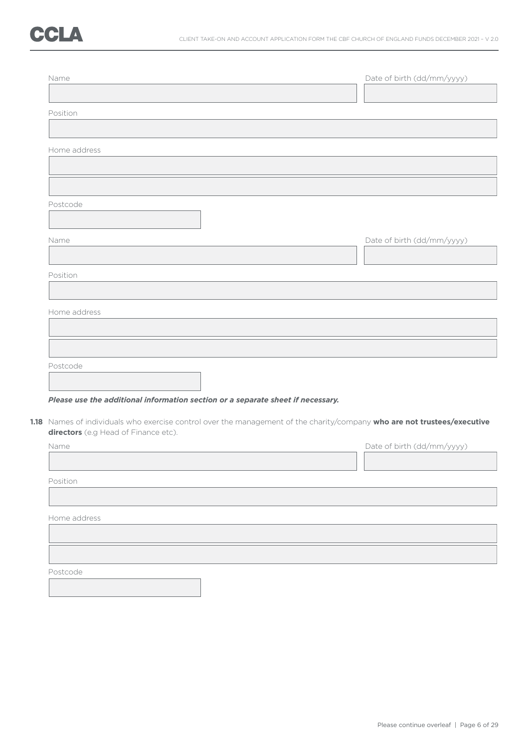Name

Date of birth (dd/mm/yyyy)

Position

Home address

Postcode

Name

Date of birth (dd/mm/yyyy)

Position

Home address

Postcode

***Please use the additional information section or a separate sheet if necessary.***

**1.18** Names of individuals who exercise control over the management of the charity/company **who are not trustees/executive directors** (e.g Head of Finance etc).

Name

Date of birth (dd/mm/yyyy)

Position

Home address

Postcode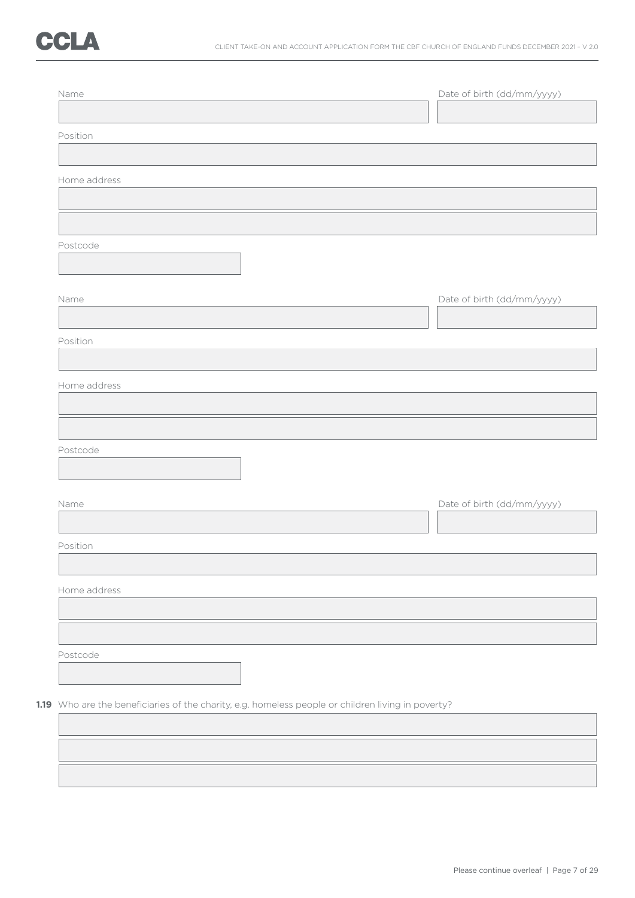Name

Date of birth (dd/mm/yyyy)

Position

Home address

Postcode

Name

Date of birth (dd/mm/yyyy)

Position

Home address

Postcode

Name

Date of birth (dd/mm/yyyy)

Position

Home address

Postcode

**1.19** Who are the beneficiaries of the charity, e.g. homeless people or children living in poverty?

Please continue overleaf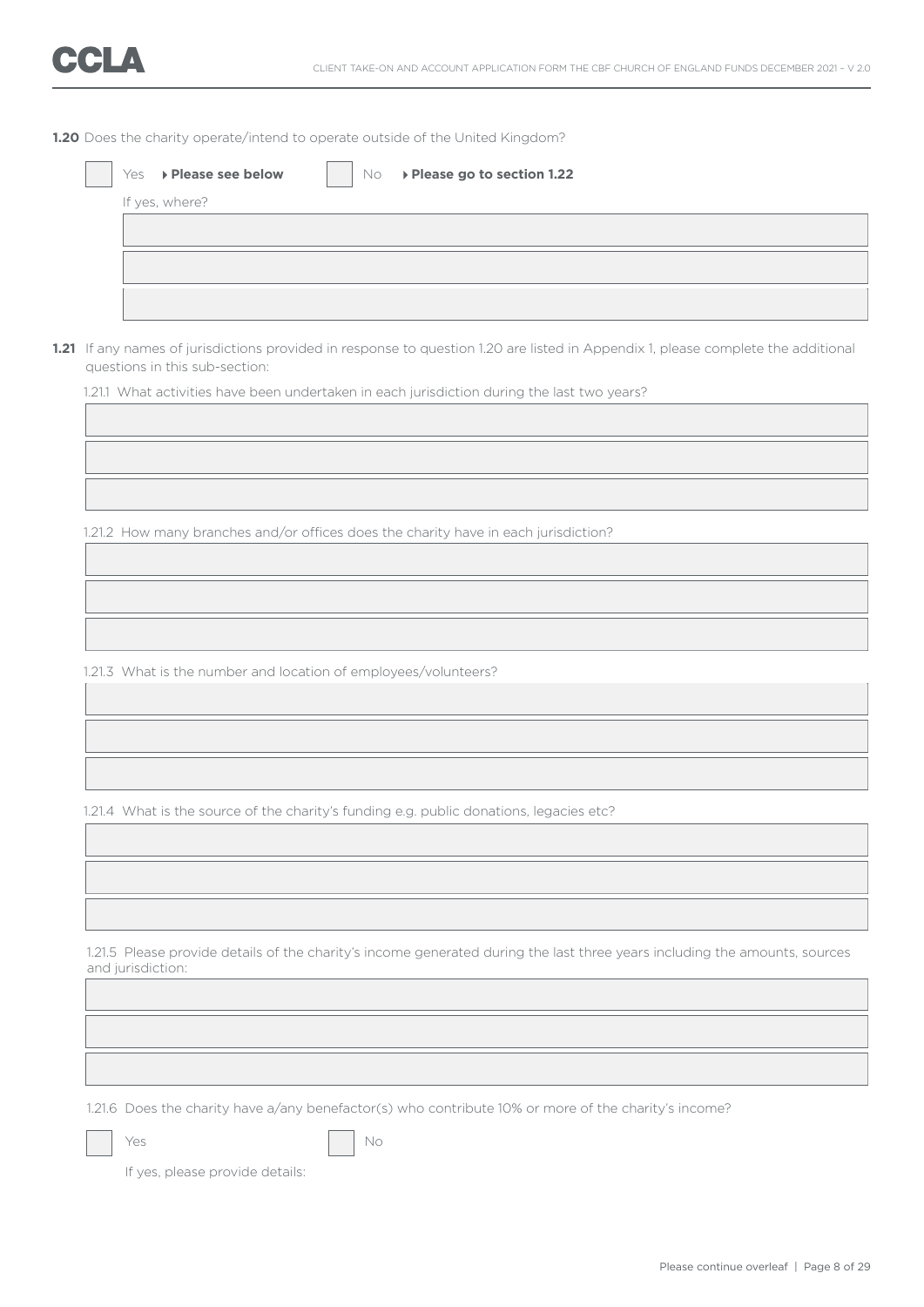**1.20** Does the charity operate/intend to operate outside of the United Kingdom?

☐ Yes ▸ **Please see below** ☐ No ▸ **Please go to section 1.22**

If yes, where?

**1.21** If any names of jurisdictions provided in response to question 1.20 are listed in Appendix 1, please complete the additional questions in this sub-section:

1.21.1 What activities have been undertaken in each jurisdiction during the last two years?

1.21.2 How many branches and/or offices does the charity have in each jurisdiction?

1.21.3 What is the number and location of employees/volunteers?

1.21.4 What is the source of the charity's funding e.g. public donations, legacies etc?

1.21.5 Please provide details of the charity's income generated during the last three years including the amounts, sources and jurisdiction:

1.21.6 Does the charity have a/any benefactor(s) who contribute 10% or more of the charity's income?

☐ Yes ☐ No

If yes, please provide details:

Please continue overleaf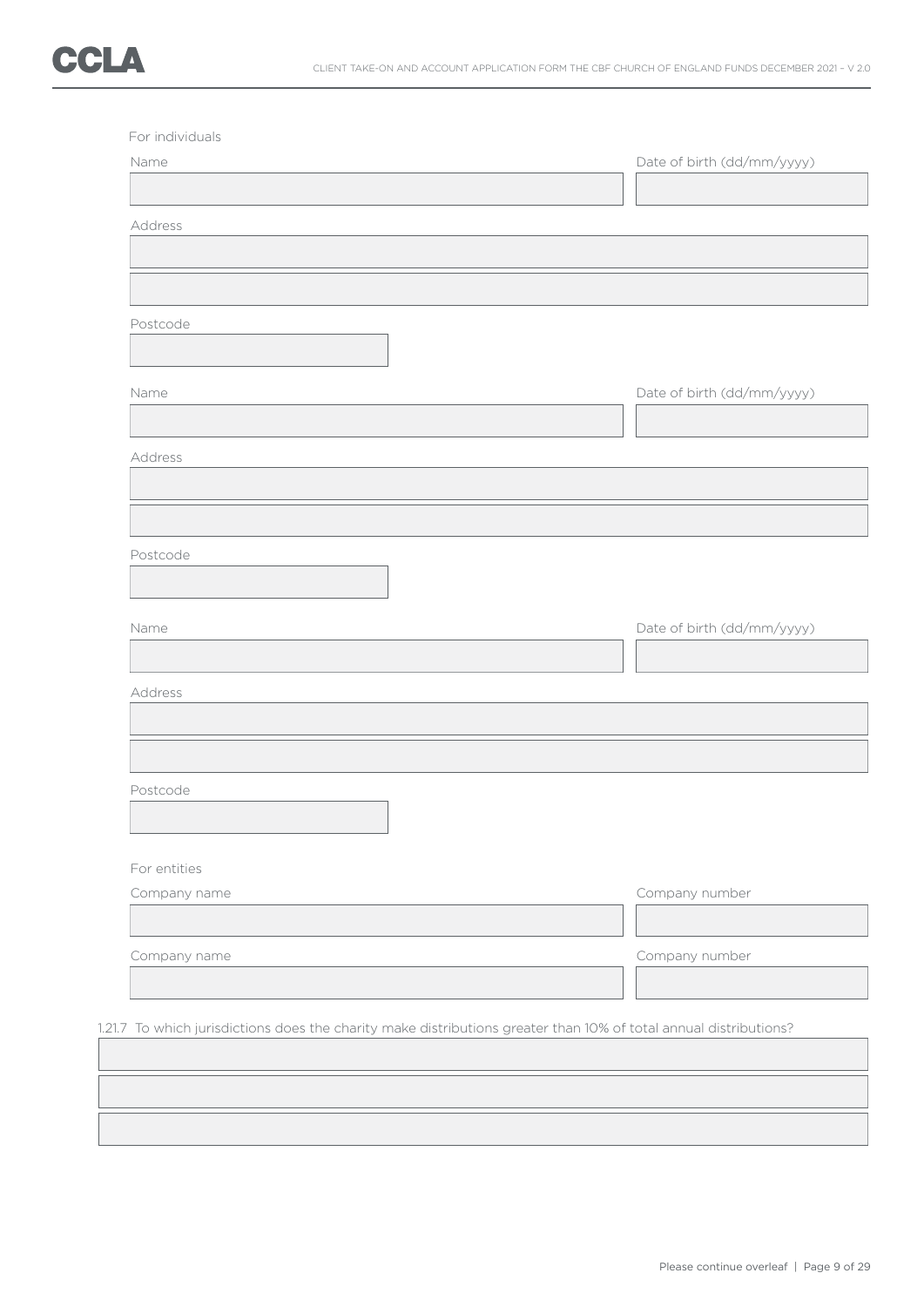For individuals

Name

Date of birth (dd/mm/yyyy)

Address

Postcode

Name

Date of birth (dd/mm/yyyy)

Address

Postcode

Name

Date of birth (dd/mm/yyyy)

Address

Postcode

For entities

Company name

Company number

Company name

Company number

1.21.7 To which jurisdictions does the charity make distributions greater than 10% of total annual distributions?

Please continue overleaf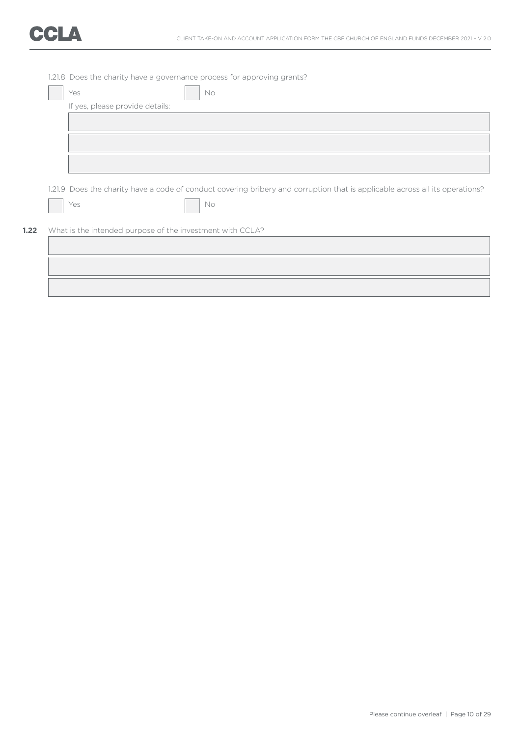1.21.8 Does the charity have a governance process for approving grants?

☐ Yes ☐ No

If yes, please provide details:

1.21.9 Does the charity have a code of conduct covering bribery and corruption that is applicable across all its operations?

☐ Yes ☐ No

**1.22** What is the intended purpose of the investment with CCLA?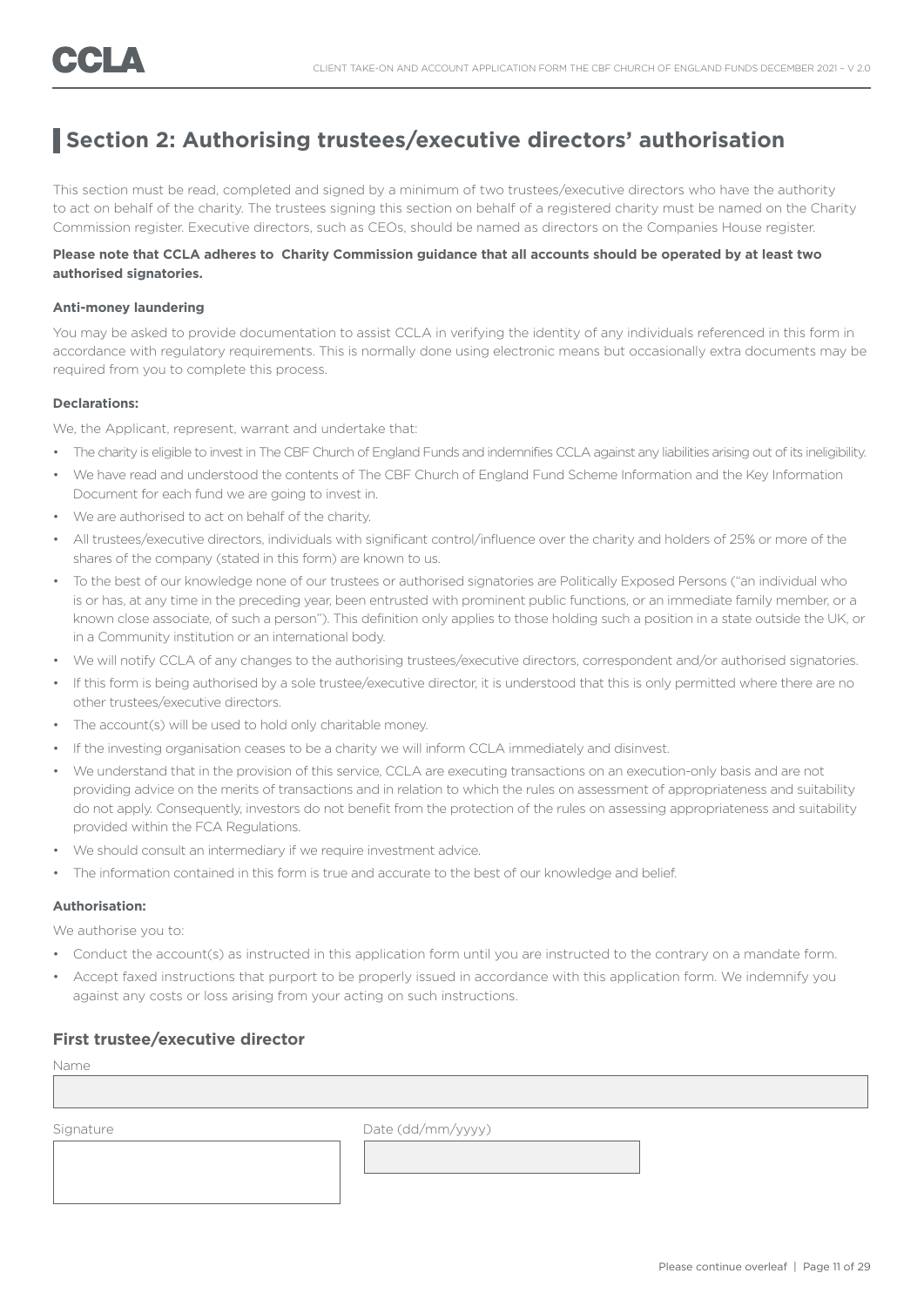## Section 2: Authorising trustees/executive directors' authorisation

This section must be read, completed and signed by a minimum of two trustees/executive directors who have the authority to act on behalf of the charity. The trustees signing this section on behalf of a registered charity must be named on the Charity Commission register. Executive directors, such as CEOs, should be named as directors on the Companies House register.

**Please note that CCLA adheres to Charity Commission guidance that all accounts should be operated by at least two authorised signatories.**

#### Anti-money laundering

You may be asked to provide documentation to assist CCLA in verifying the identity of any individuals referenced in this form in accordance with regulatory requirements. This is normally done using electronic means but occasionally extra documents may be required from you to complete this process.

#### Declarations:

We, the Applicant, represent, warrant and undertake that:

- The charity is eligible to invest in The CBF Church of England Funds and indemnifies CCLA against any liabilities arising out of its ineligibility.
- We have read and understood the contents of The CBF Church of England Fund Scheme Information and the Key Information Document for each fund we are going to invest in.
- We are authorised to act on behalf of the charity.
- All trustees/executive directors, individuals with significant control/influence over the charity and holders of 25% or more of the shares of the company (stated in this form) are known to us.
- To the best of our knowledge none of our trustees or authorised signatories are Politically Exposed Persons ("an individual who is or has, at any time in the preceding year, been entrusted with prominent public functions, or an immediate family member, or a known close associate, of such a person"). This definition only applies to those holding such a position in a state outside the UK, or in a Community institution or an international body.
- We will notify CCLA of any changes to the authorising trustees/executive directors, correspondent and/or authorised signatories.
- If this form is being authorised by a sole trustee/executive director, it is understood that this is only permitted where there are no other trustees/executive directors.
- The account(s) will be used to hold only charitable money.
- If the investing organisation ceases to be a charity we will inform CCLA immediately and disinvest.
- We understand that in the provision of this service, CCLA are executing transactions on an execution-only basis and are not providing advice on the merits of transactions and in relation to which the rules on assessment of appropriateness and suitability do not apply. Consequently, investors do not benefit from the protection of the rules on assessing appropriateness and suitability provided within the FCA Regulations.
- We should consult an intermediary if we require investment advice.
- The information contained in this form is true and accurate to the best of our knowledge and belief.

#### Authorisation:

We authorise you to:

- Conduct the account(s) as instructed in this application form until you are instructed to the contrary on a mandate form.
- Accept faxed instructions that purport to be properly issued in accordance with this application form. We indemnify you against any costs or loss arising from your acting on such instructions.

### First trustee/executive director

Name

Signature

Date (dd/mm/yyyy)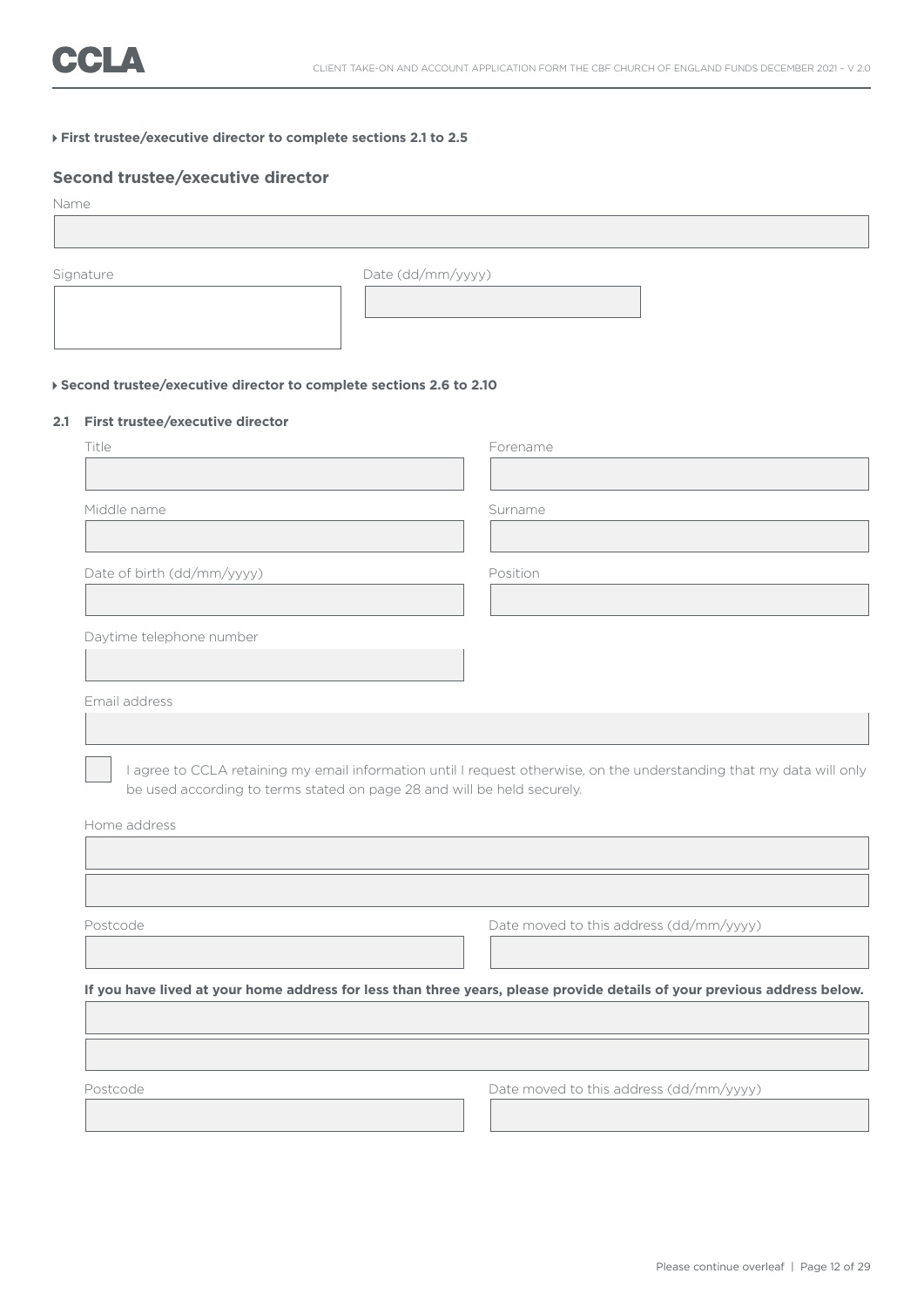**First trustee/executive director to complete sections 2.1 to 2.5**

## Second trustee/executive director

Name

Signature

Date (dd/mm/yyyy)

**Second trustee/executive director to complete sections 2.6 to 2.10**

### 2.1 First trustee/executive director

Title

Forename

Middle name

Surname

Date of birth (dd/mm/yyyy)

Position

Daytime telephone number

Email address

☐ I agree to CCLA retaining my email information until I request otherwise, on the understanding that my data will only be used according to terms stated on page 28 and will be held securely.

Home address

Postcode

Date moved to this address (dd/mm/yyyy)

**If you have lived at your home address for less than three years, please provide details of your previous address below.**

Postcode

Date moved to this address (dd/mm/yyyy)

Please continue overleaf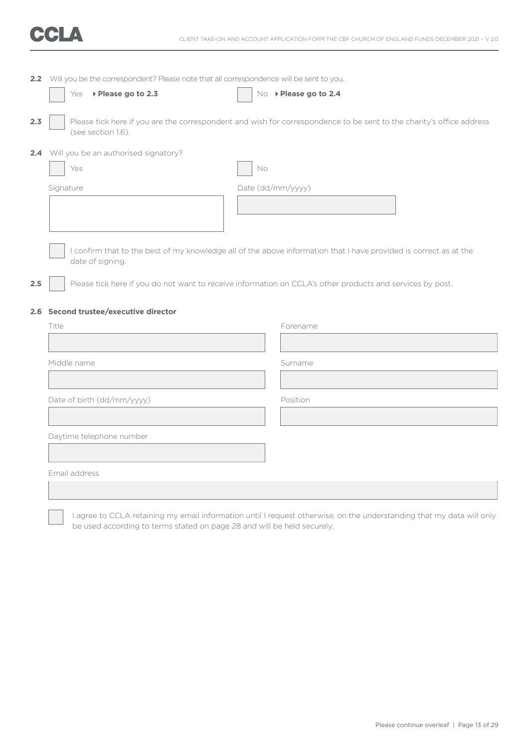**2.2** Will you be the correspondent? Please note that all correspondence will be sent to you.

☐ Yes ▸ **Please go to 2.3** ☐ No ▸ **Please go to 2.4**

**2.3** ☐ Please tick here if you are the correspondent and wish for correspondence to be sent to the charity's office address (see section 1.6).

**2.4** Will you be an authorised signatory?

☐ Yes ☐ No

Signature

Date (dd/mm/yyyy)

☐ I confirm that to the best of my knowledge all of the above information that I have provided is correct as at the date of signing.

**2.5** ☐ Please tick here if you do not want to receive information on CCLA's other products and services by post.

### 2.6 Second trustee/executive director

Title

Forename

Middle name

Surname

Date of birth (dd/mm/yyyy)

Position

Daytime telephone number

Email address

☐ I agree to CCLA retaining my email information until I request otherwise, on the understanding that my data will only be used according to terms stated on page 28 and will be held securely.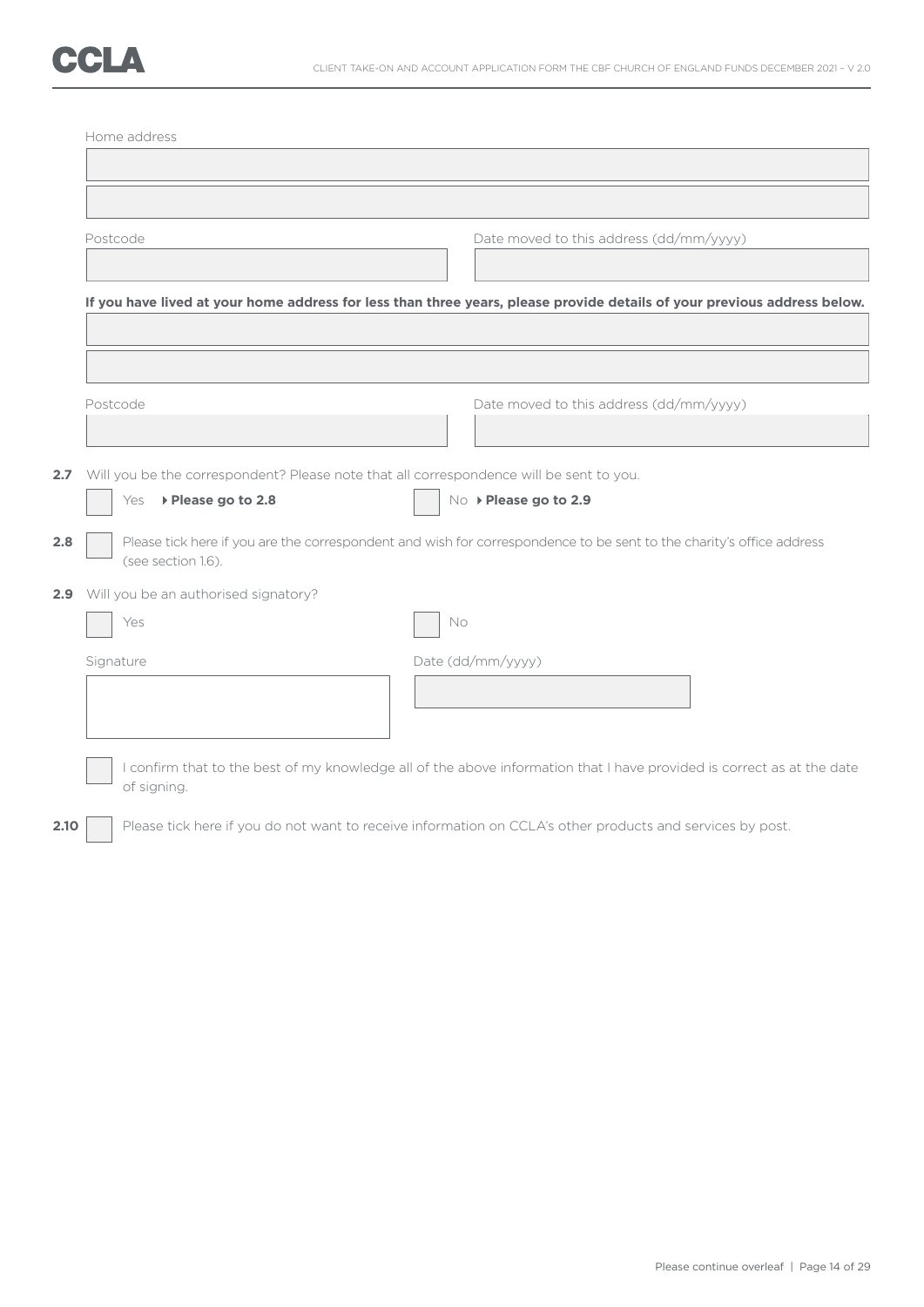Home address

Postcode

Date moved to this address (dd/mm/yyyy)

**If you have lived at your home address for less than three years, please provide details of your previous address below.**

Postcode

Date moved to this address (dd/mm/yyyy)

**2.7** Will you be the correspondent? Please note that all correspondence will be sent to you.

☐ Yes ▸ **Please go to 2.8**

☐ No ▸ **Please go to 2.9**

**2.8** ☐ Please tick here if you are the correspondent and wish for correspondence to be sent to the charity's office address (see section 1.6).

**2.9** Will you be an authorised signatory?

☐ Yes

☐ No

Signature

Date (dd/mm/yyyy)

☐ I confirm that to the best of my knowledge all of the above information that I have provided is correct as at the date of signing.

**2.10** ☐ Please tick here if you do not want to receive information on CCLA's other products and services by post.

Please continue overleaf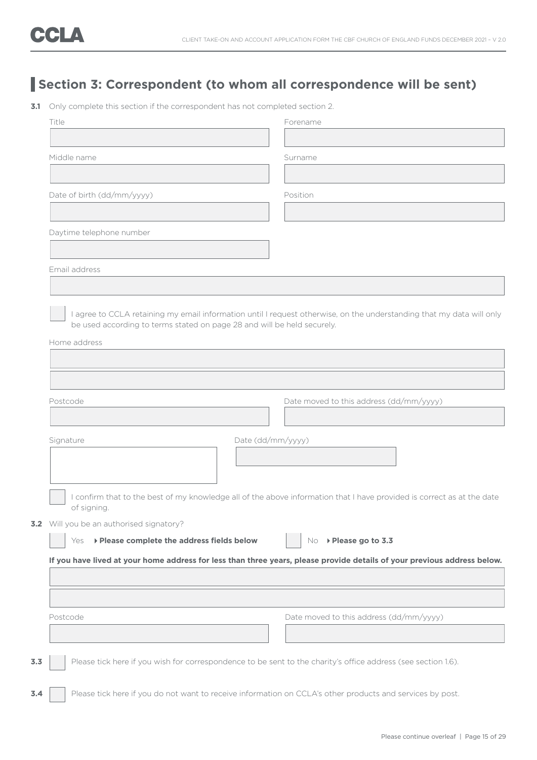## Section 3: Correspondent (to whom all correspondence will be sent)

**3.1** Only complete this section if the correspondent has not completed section 2.

Title

Forename

Middle name

Surname

Date of birth (dd/mm/yyyy)

Position

Daytime telephone number

Email address

☐ I agree to CCLA retaining my email information until I request otherwise, on the understanding that my data will only be used according to terms stated on page 28 and will be held securely.

Home address

Postcode

Date moved to this address (dd/mm/yyyy)

Signature

Date (dd/mm/yyyy)

☐ I confirm that to the best of my knowledge all of the above information that I have provided is correct as at the date of signing.

**3.2** Will you be an authorised signatory?

☐ Yes ▸ **Please complete the address fields below** ☐ No ▸ **Please go to 3.3**

**If you have lived at your home address for less than three years, please provide details of your previous address below.**

Postcode

Date moved to this address (dd/mm/yyyy)

**3.3** ☐ Please tick here if you wish for correspondence to be sent to the charity's office address (see section 1.6).

**3.4** ☐ Please tick here if you do not want to receive information on CCLA's other products and services by post.

Please continue overleaf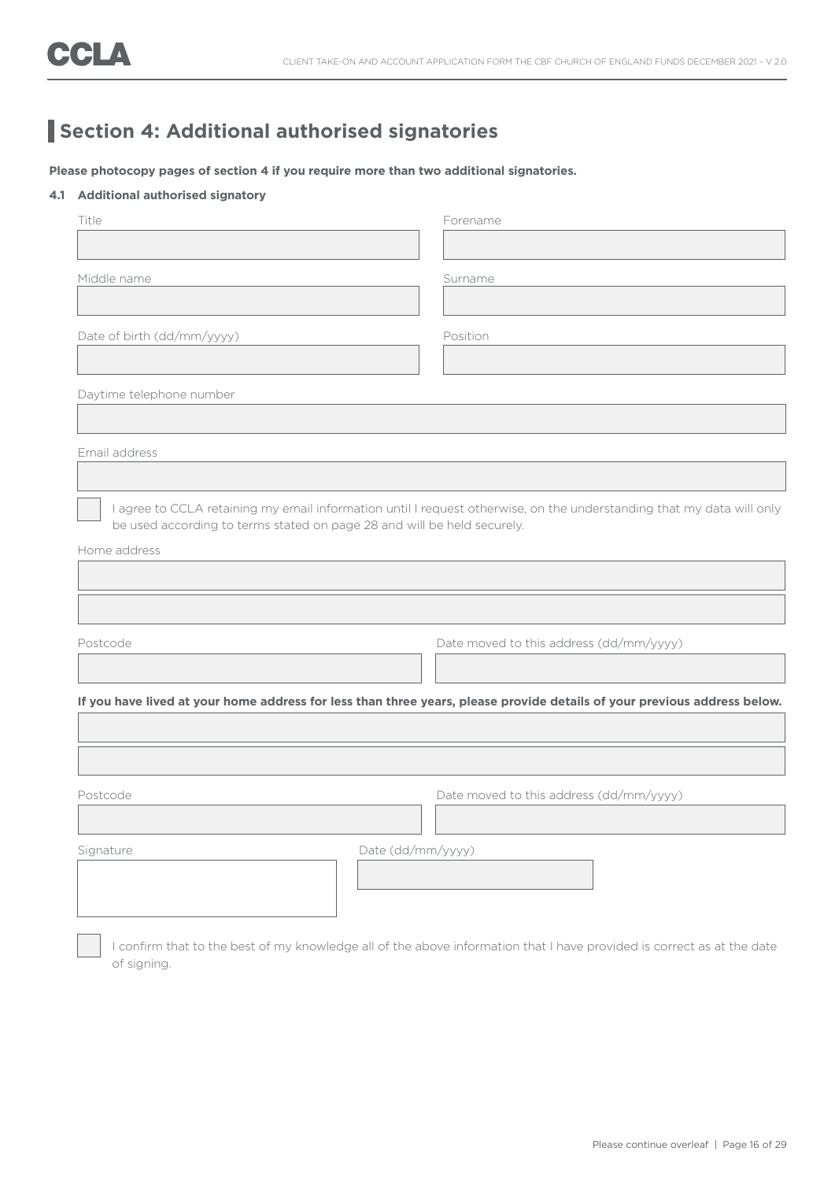## Section 4: Additional authorised signatories

**Please photocopy pages of section 4 if you require more than two additional signatories.**

**4.1 Additional authorised signatory**

Title

Forename

Middle name

Surname

Date of birth (dd/mm/yyyy)

Position

Daytime telephone number

Email address

☐ I agree to CCLA retaining my email information until I request otherwise, on the understanding that my data will only be used according to terms stated on page 28 and will be held securely.

Home address

Postcode

Date moved to this address (dd/mm/yyyy)

**If you have lived at your home address for less than three years, please provide details of your previous address below.**

Postcode

Date moved to this address (dd/mm/yyyy)

Signature

Date (dd/mm/yyyy)

☐ I confirm that to the best of my knowledge all of the above information that I have provided is correct as at the date of signing.

Please continue overleaf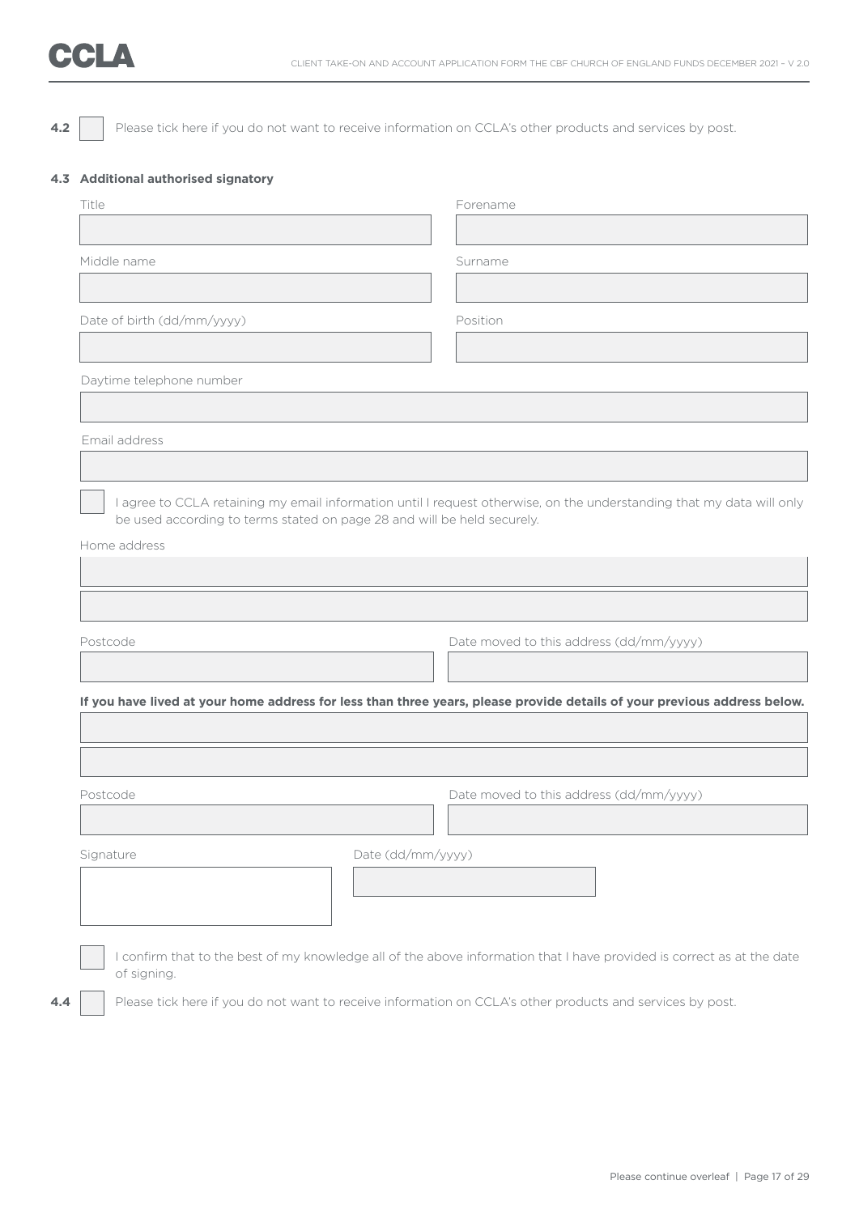**4.2** ☐ Please tick here if you do not want to receive information on CCLA's other products and services by post.

### 4.3 Additional authorised signatory

Title

Forename

Middle name

Surname

Date of birth (dd/mm/yyyy)

Position

Daytime telephone number

Email address

☐ I agree to CCLA retaining my email information until I request otherwise, on the understanding that my data will only be used according to terms stated on page 28 and will be held securely.

Home address

Postcode

Date moved to this address (dd/mm/yyyy)

**If you have lived at your home address for less than three years, please provide details of your previous address below.**

Postcode

Date moved to this address (dd/mm/yyyy)

Signature

Date (dd/mm/yyyy)

☐ I confirm that to the best of my knowledge all of the above information that I have provided is correct as at the date of signing.

**4.4** ☐ Please tick here if you do not want to receive information on CCLA's other products and services by post.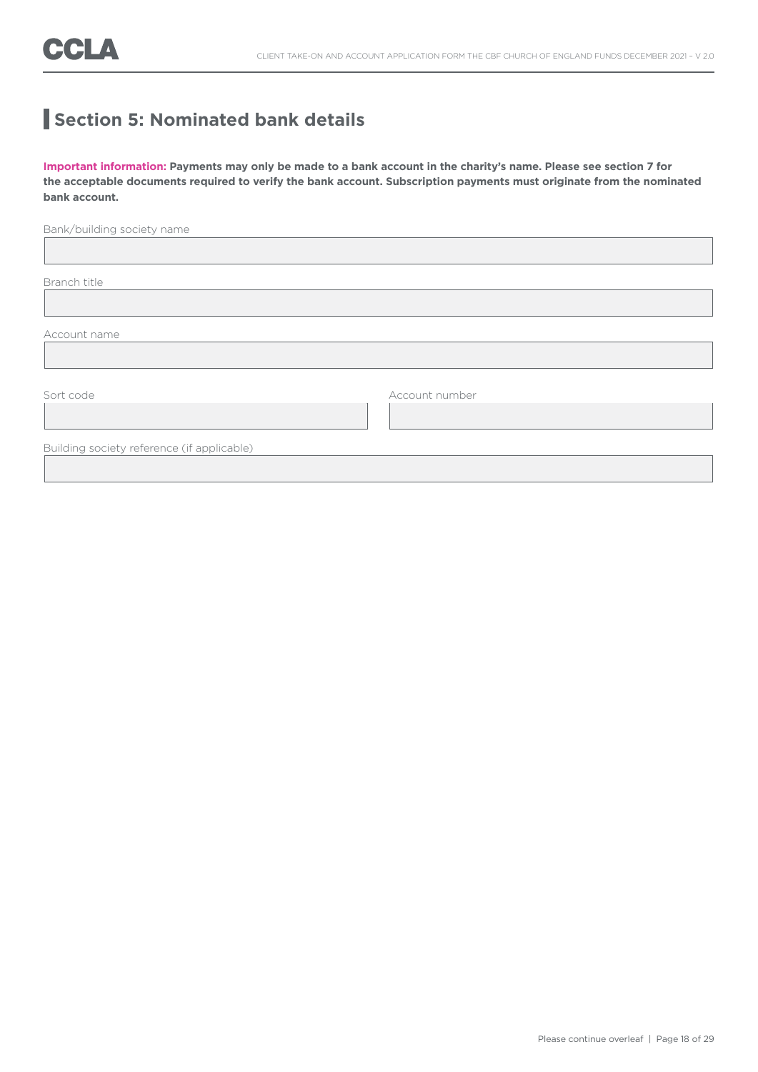## Section 5: Nominated bank details

**Important information: Payments may only be made to a bank account in the charity's name. Please see section 7 for the acceptable documents required to verify the bank account. Subscription payments must originate from the nominated bank account.**

Bank/building society name

Branch title

Account name

Sort code

Account number

Building society reference (if applicable)

Please continue overleaf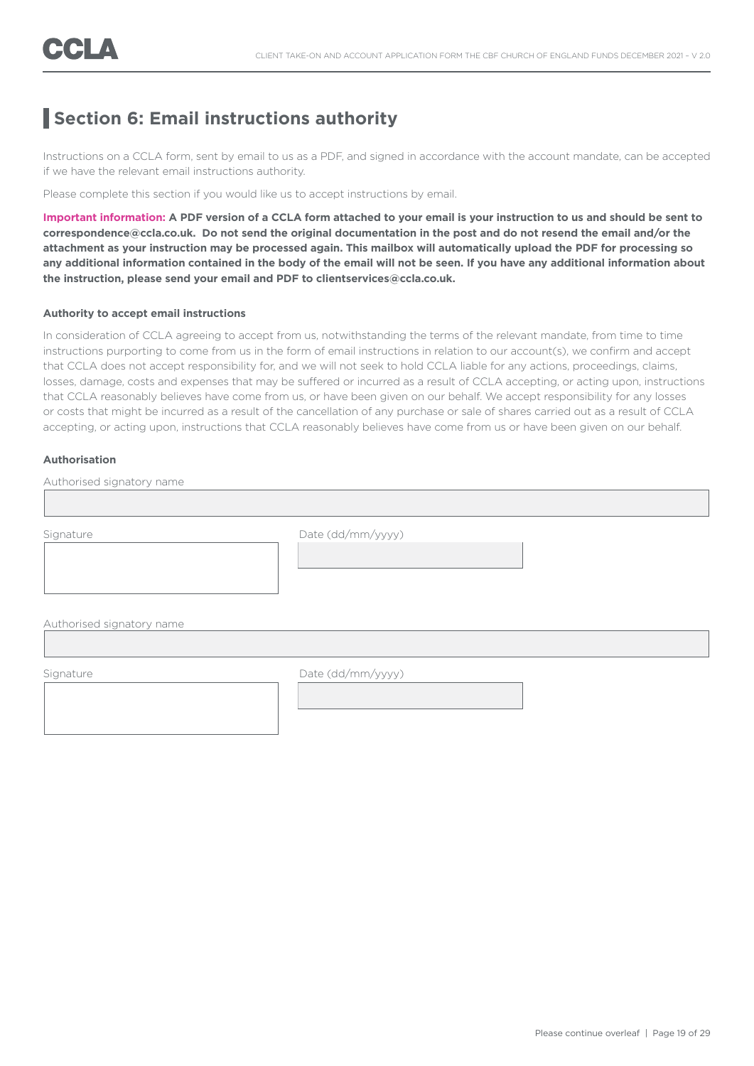## Section 6: Email instructions authority

Instructions on a CCLA form, sent by email to us as a PDF, and signed in accordance with the account mandate, can be accepted if we have the relevant email instructions authority.

Please complete this section if you would like us to accept instructions by email.

**Important information: A PDF version of a CCLA form attached to your email is your instruction to us and should be sent to correspondence@ccla.co.uk. Do not send the original documentation in the post and do not resend the email and/or the attachment as your instruction may be processed again. This mailbox will automatically upload the PDF for processing so any additional information contained in the body of the email will not be seen. If you have any additional information about the instruction, please send your email and PDF to clientservices@ccla.co.uk.**

#### Authority to accept email instructions

In consideration of CCLA agreeing to accept from us, notwithstanding the terms of the relevant mandate, from time to time instructions purporting to come from us in the form of email instructions in relation to our account(s), we confirm and accept that CCLA does not accept responsibility for, and we will not seek to hold CCLA liable for any actions, proceedings, claims, losses, damage, costs and expenses that may be suffered or incurred as a result of CCLA accepting, or acting upon, instructions that CCLA reasonably believes have come from us, or have been given on our behalf. We accept responsibility for any losses or costs that might be incurred as a result of the cancellation of any purchase or sale of shares carried out as a result of CCLA accepting, or acting upon, instructions that CCLA reasonably believes have come from us or have been given on our behalf.

#### Authorisation

Authorised signatory name

Signature

Date (dd/mm/yyyy)

Authorised signatory name

Signature

Date (dd/mm/yyyy)

Please continue overleaf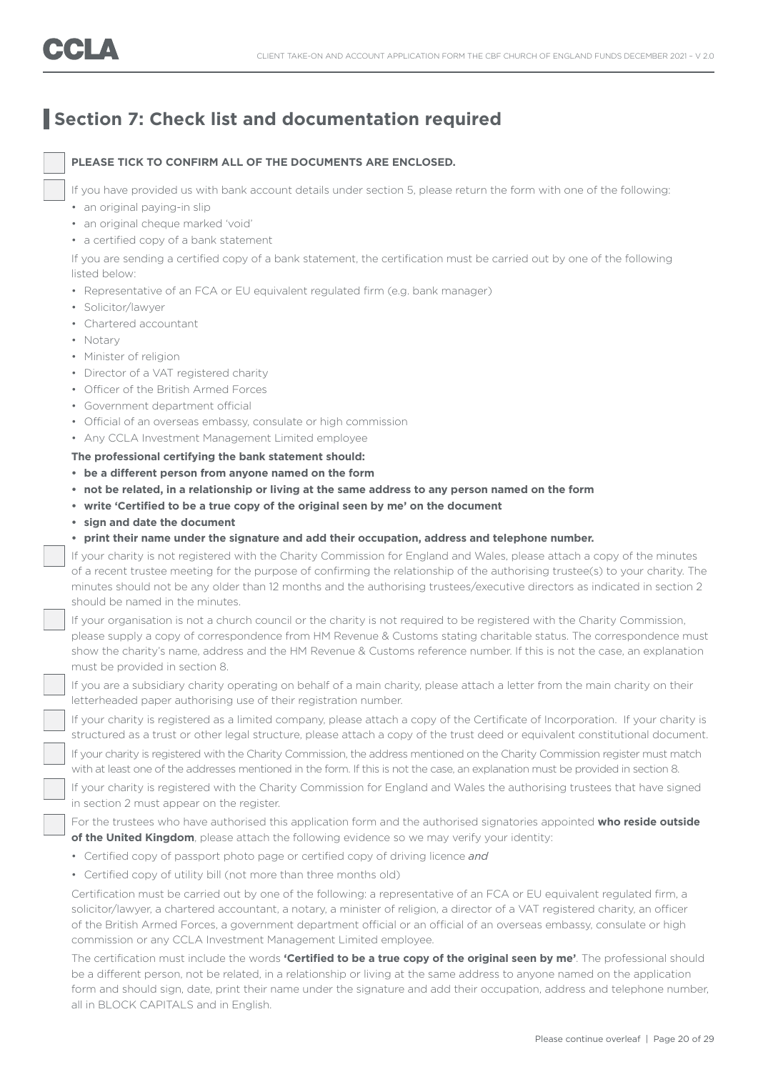## Section 7: Check list and documentation required

☐ **PLEASE TICK TO CONFIRM ALL OF THE DOCUMENTS ARE ENCLOSED.**

☐ If you have provided us with bank account details under section 5, please return the form with one of the following:

- an original paying-in slip
- an original cheque marked 'void'
- a certified copy of a bank statement

If you are sending a certified copy of a bank statement, the certification must be carried out by one of the following listed below:

- Representative of an FCA or EU equivalent regulated firm (e.g. bank manager)
- Solicitor/lawyer
- Chartered accountant
- Notary
- Minister of religion
- Director of a VAT registered charity
- Officer of the British Armed Forces
- Government department official
- Official of an overseas embassy, consulate or high commission
- Any CCLA Investment Management Limited employee

**The professional certifying the bank statement should:**

- **be a different person from anyone named on the form**
- **not be related, in a relationship or living at the same address to any person named on the form**
- **write 'Certified to be a true copy of the original seen by me' on the document**
- **sign and date the document**
- **print their name under the signature and add their occupation, address and telephone number.**

☐ If your charity is not registered with the Charity Commission for England and Wales, please attach a copy of the minutes of a recent trustee meeting for the purpose of confirming the relationship of the authorising trustee(s) to your charity. The minutes should not be any older than 12 months and the authorising trustees/executive directors as indicated in section 2 should be named in the minutes.

☐ If your organisation is not a church council or the charity is not required to be registered with the Charity Commission, please supply a copy of correspondence from HM Revenue & Customs stating charitable status. The correspondence must show the charity's name, address and the HM Revenue & Customs reference number. If this is not the case, an explanation must be provided in section 8.

☐ If you are a subsidiary charity operating on behalf of a main charity, please attach a letter from the main charity on their letterheaded paper authorising use of their registration number.

☐ If your charity is registered as a limited company, please attach a copy of the Certificate of Incorporation. If your charity is structured as a trust or other legal structure, please attach a copy of the trust deed or equivalent constitutional document.

☐ If your charity is registered with the Charity Commission, the address mentioned on the Charity Commission register must match with at least one of the addresses mentioned in the form. If this is not the case, an explanation must be provided in section 8.

☐ If your charity is registered with the Charity Commission for England and Wales the authorising trustees that have signed in section 2 must appear on the register.

☐ For the trustees who have authorised this application form and the authorised signatories appointed **who reside outside of the United Kingdom**, please attach the following evidence so we may verify your identity:

- Certified copy of passport photo page or certified copy of driving licence *and*
- Certified copy of utility bill (not more than three months old)

Certification must be carried out by one of the following: a representative of an FCA or EU equivalent regulated firm, a solicitor/lawyer, a chartered accountant, a notary, a minister of religion, a director of a VAT registered charity, an officer of the British Armed Forces, a government department official or an official of an overseas embassy, consulate or high commission or any CCLA Investment Management Limited employee.

The certification must include the words **'Certified to be a true copy of the original seen by me'**. The professional should be a different person, not be related, in a relationship or living at the same address to anyone named on the application form and should sign, date, print their name under the signature and add their occupation, address and telephone number, all in BLOCK CAPITALS and in English.

Please continue overleaf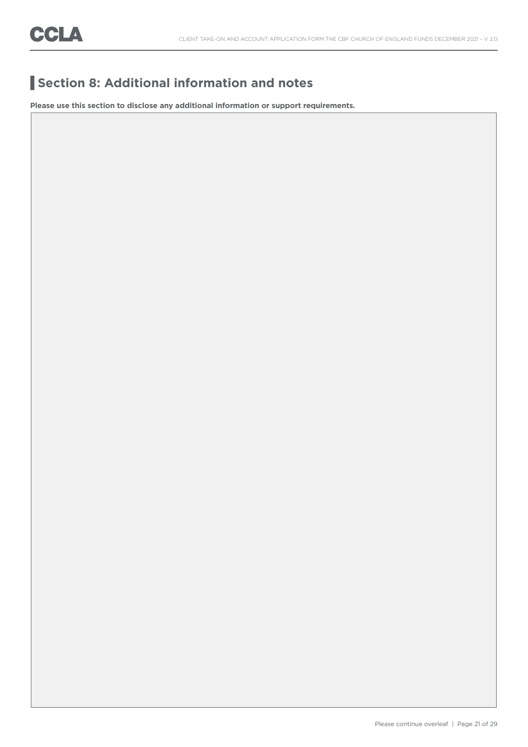## Section 8: Additional information and notes

**Please use this section to disclose any additional information or support requirements.**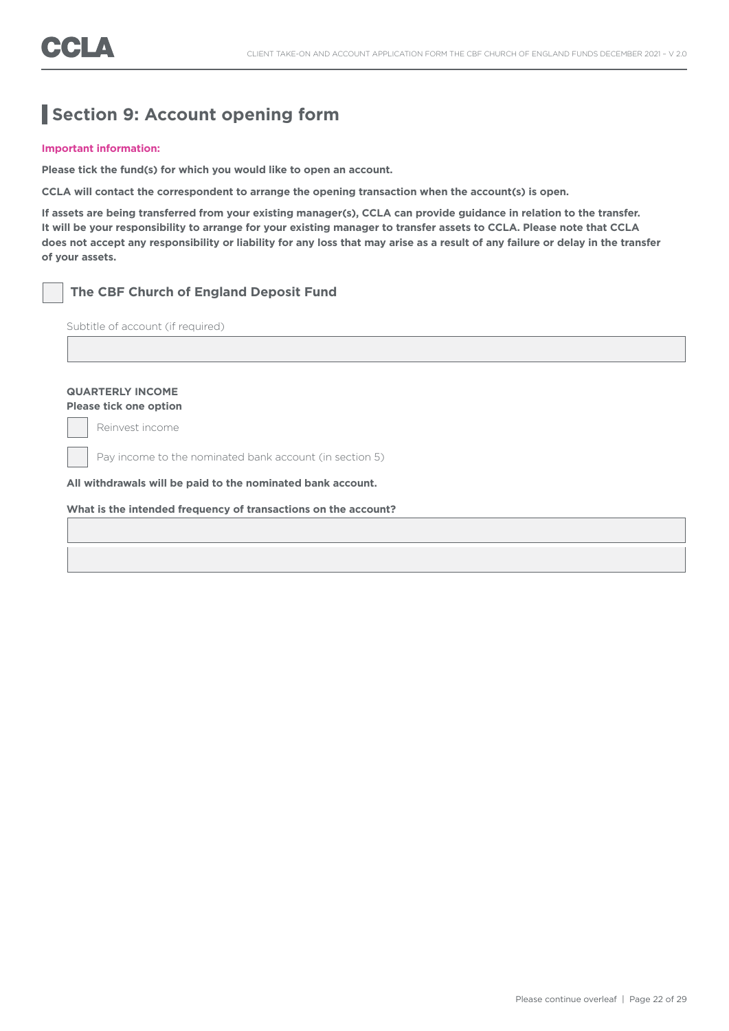## Section 9: Account opening form

**Important information:**

**Please tick the fund(s) for which you would like to open an account.**

**CCLA will contact the correspondent to arrange the opening transaction when the account(s) is open.**

**If assets are being transferred from your existing manager(s), CCLA can provide guidance in relation to the transfer. It will be your responsibility to arrange for your existing manager to transfer assets to CCLA. Please note that CCLA does not accept any responsibility or liability for any loss that may arise as a result of any failure or delay in the transfer of your assets.**

☐ **The CBF Church of England Deposit Fund**

Subtitle of account (if required)

\_\_\_\_\_\_\_\_\_\_\_\_\_\_\_\_\_\_\_\_

**QUARTERLY INCOME**
**Please tick one option**

☐ Reinvest income

☐ Pay income to the nominated bank account (in section 5)

**All withdrawals will be paid to the nominated bank account.**

**What is the intended frequency of transactions on the account?**

\_\_\_\_\_\_\_\_\_\_\_\_\_\_\_\_\_\_\_\_

\_\_\_\_\_\_\_\_\_\_\_\_\_\_\_\_\_\_\_\_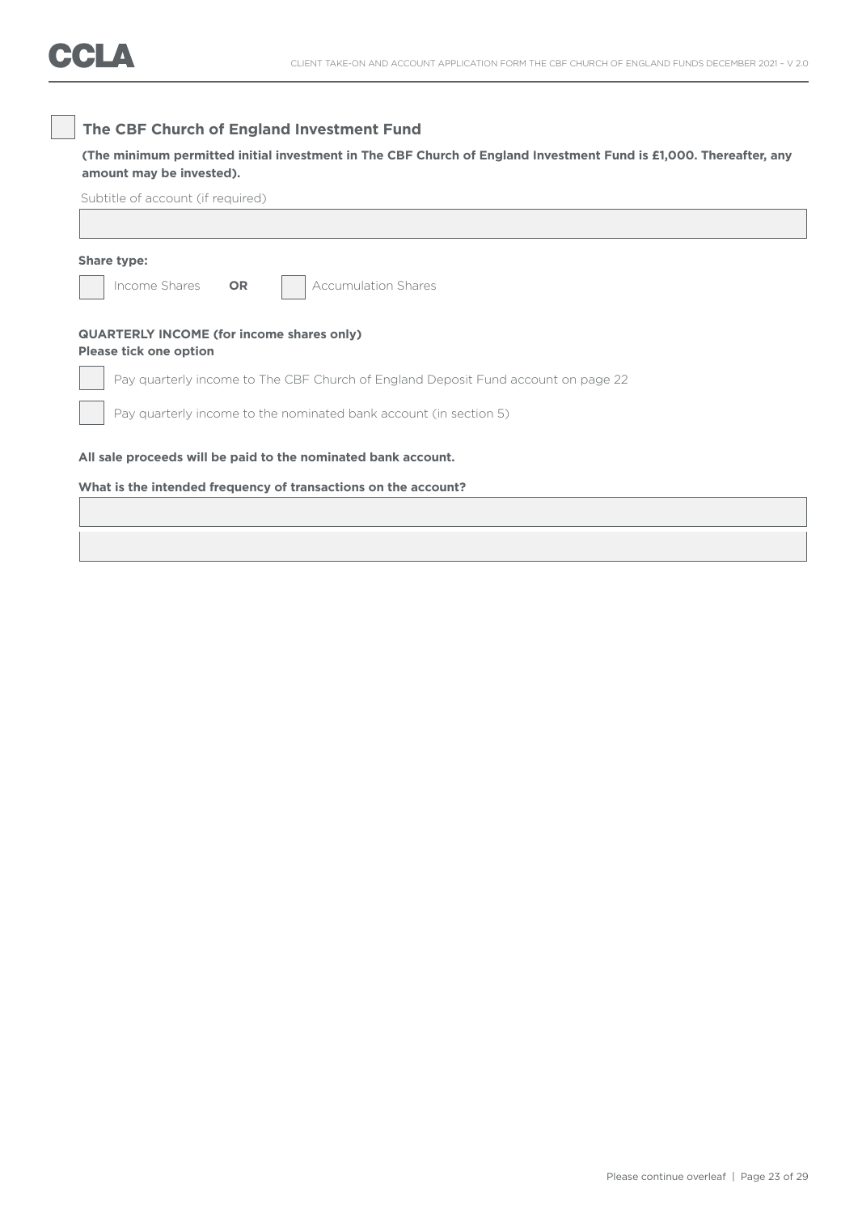☐ **The CBF Church of England Investment Fund**

**(The minimum permitted initial investment in The CBF Church of England Investment Fund is £1,000. Thereafter, any amount may be invested).**

Subtitle of account (if required)

______________________________

**Share type:**

☐ Income Shares **OR** ☐ Accumulation Shares

**QUARTERLY INCOME (for income shares only)**
**Please tick one option**

☐ Pay quarterly income to The CBF Church of England Deposit Fund account on page 22

☐ Pay quarterly income to the nominated bank account (in section 5)

**All sale proceeds will be paid to the nominated bank account.**

**What is the intended frequency of transactions on the account?**

______________________________

______________________________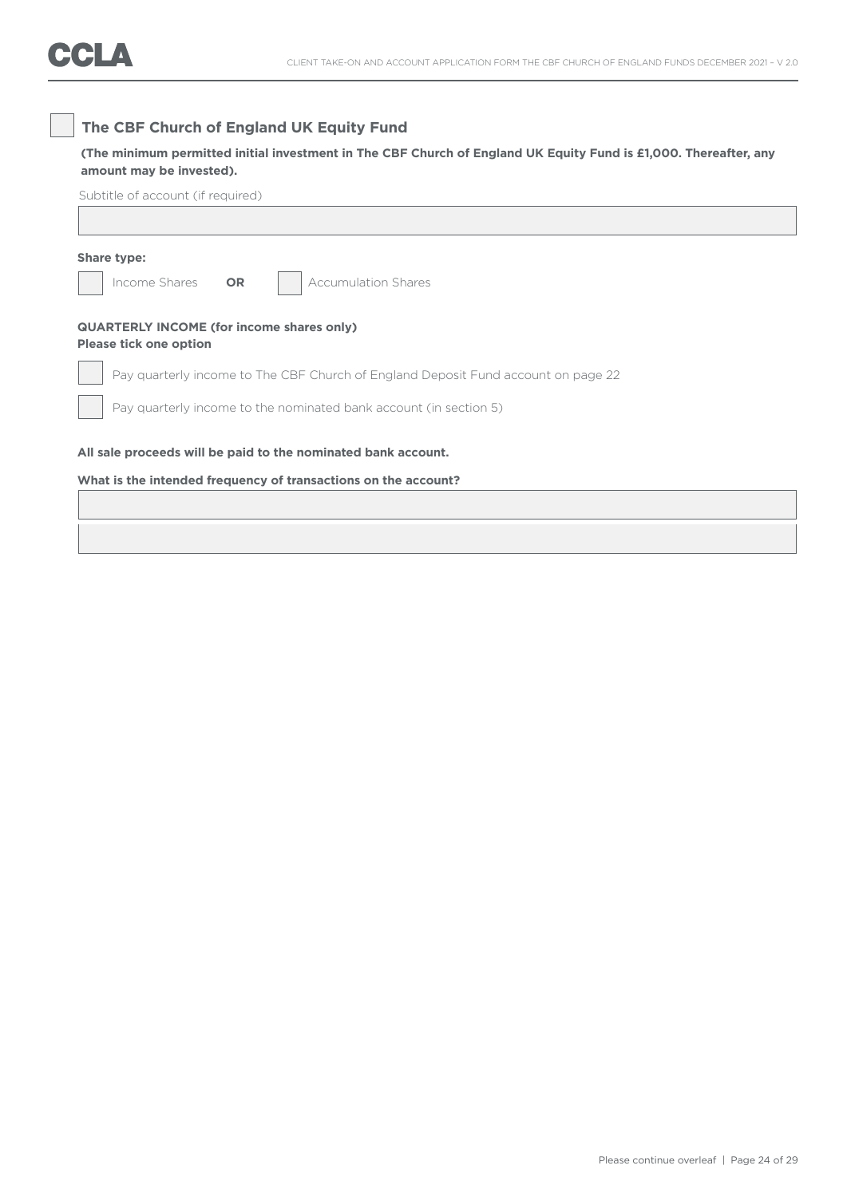☐ **The CBF Church of England UK Equity Fund**

**(The minimum permitted initial investment in The CBF Church of England UK Equity Fund is £1,000. Thereafter, any amount may be invested).**

Subtitle of account (if required)

______________________________________________

**Share type:**

☐ Income Shares **OR** ☐ Accumulation Shares

**QUARTERLY INCOME (for income shares only)**
**Please tick one option**

☐ Pay quarterly income to The CBF Church of England Deposit Fund account on page 22

☐ Pay quarterly income to the nominated bank account (in section 5)

**All sale proceeds will be paid to the nominated bank account.**

**What is the intended frequency of transactions on the account?**

______________________________________________

______________________________________________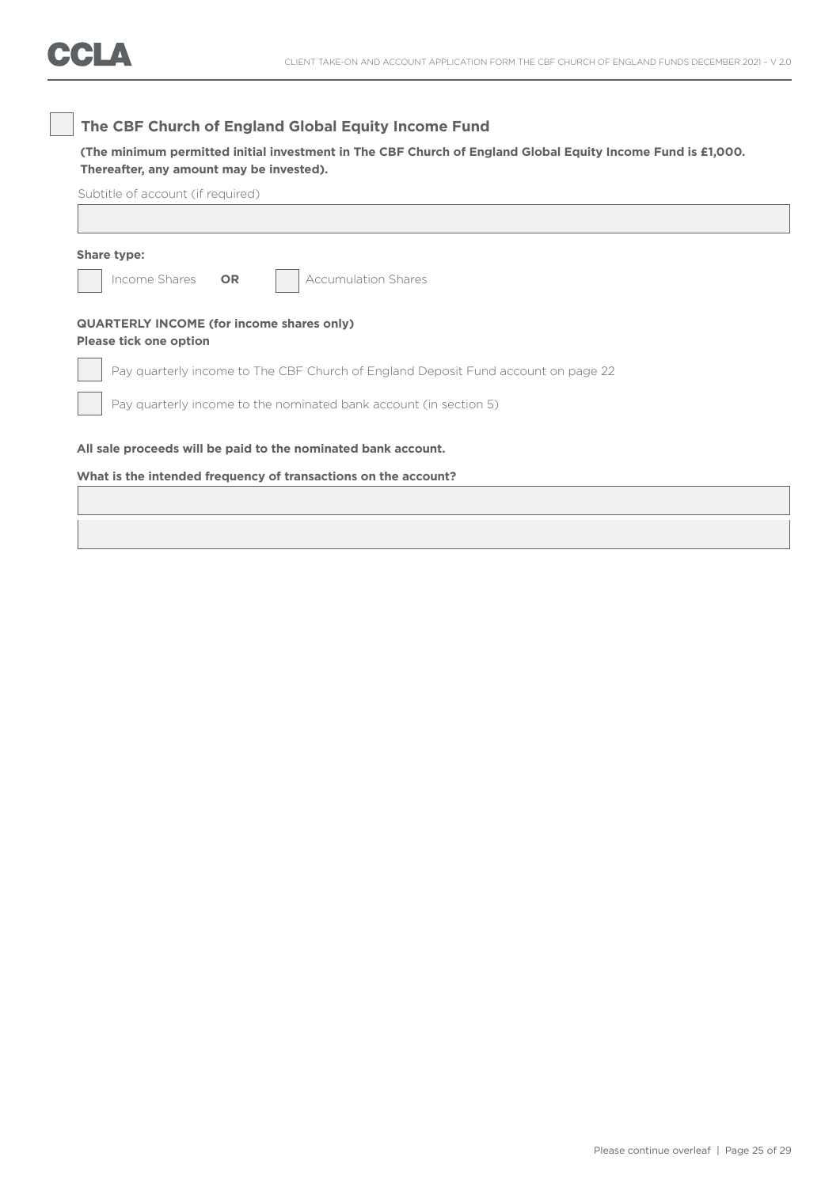☐ **The CBF Church of England Global Equity Income Fund**

**(The minimum permitted initial investment in The CBF Church of England Global Equity Income Fund is £1,000. Thereafter, any amount may be invested).**

Subtitle of account (if required)

| |
|---|
| |

**Share type:**

☐ Income Shares **OR** ☐ Accumulation Shares

**QUARTERLY INCOME (for income shares only)**
**Please tick one option**

☐ Pay quarterly income to The CBF Church of England Deposit Fund account on page 22

☐ Pay quarterly income to the nominated bank account (in section 5)

**All sale proceeds will be paid to the nominated bank account.**

**What is the intended frequency of transactions on the account?**

| |
|---|
| |
| |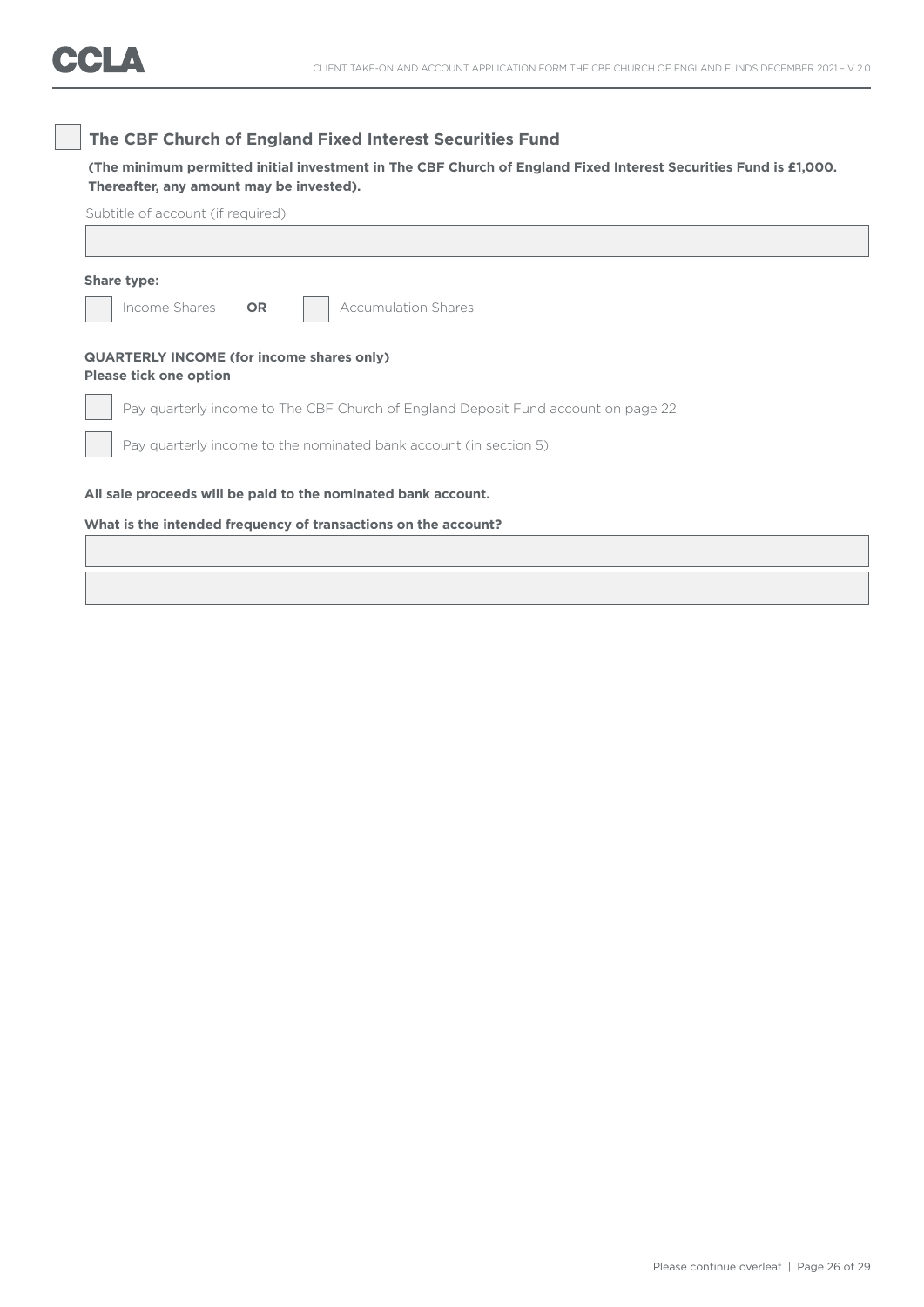☐ **The CBF Church of England Fixed Interest Securities Fund**

**(The minimum permitted initial investment in The CBF Church of England Fixed Interest Securities Fund is £1,000. Thereafter, any amount may be invested).**

Subtitle of account (if required)

______________________________

**Share type:**

☐ Income Shares **OR** ☐ Accumulation Shares

**QUARTERLY INCOME (for income shares only)**
**Please tick one option**

☐ Pay quarterly income to The CBF Church of England Deposit Fund account on page 22

☐ Pay quarterly income to the nominated bank account (in section 5)

**All sale proceeds will be paid to the nominated bank account.**

**What is the intended frequency of transactions on the account?**

______________________________

______________________________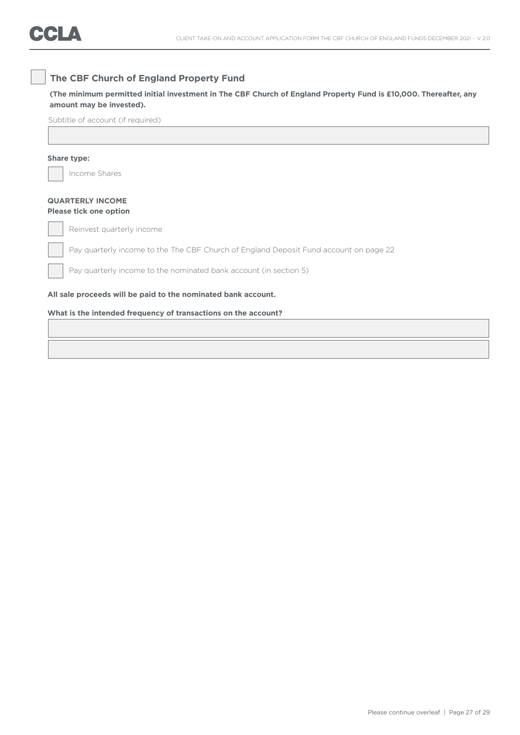☐ **The CBF Church of England Property Fund**

**(The minimum permitted initial investment in The CBF Church of England Property Fund is £10,000. Thereafter, any amount may be invested).**

Subtitle of account (if required)

______________________________

**Share type:**

☐ Income Shares

**QUARTERLY INCOME**
**Please tick one option**

☐ Reinvest quarterly income

☐ Pay quarterly income to the The CBF Church of England Deposit Fund account on page 22

☐ Pay quarterly income to the nominated bank account (in section 5)

**All sale proceeds will be paid to the nominated bank account.**

**What is the intended frequency of transactions on the account?**

______________________________

______________________________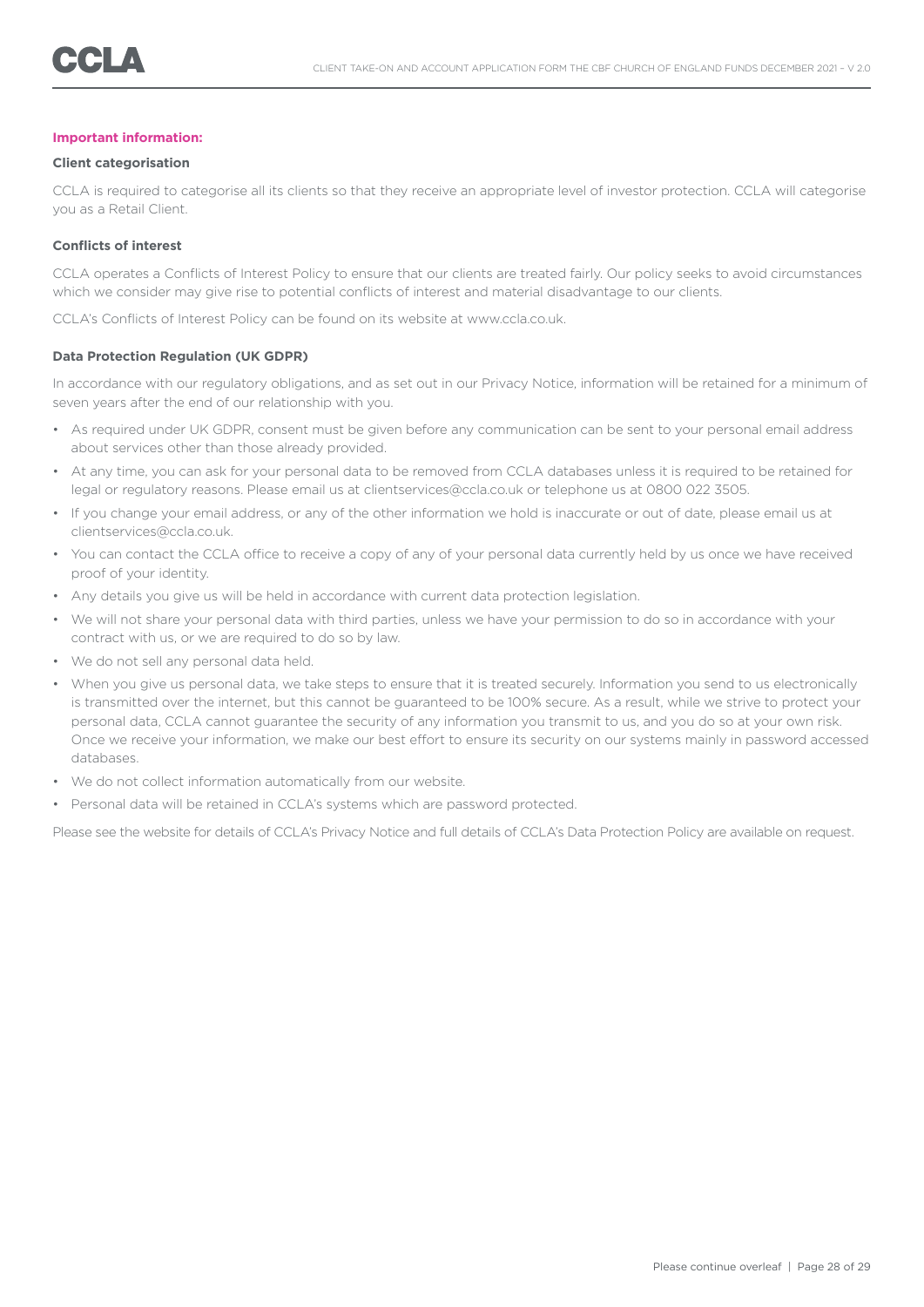**Important information:**

**Client categorisation**

CCLA is required to categorise all its clients so that they receive an appropriate level of investor protection. CCLA will categorise you as a Retail Client.

**Conflicts of interest**

CCLA operates a Conflicts of Interest Policy to ensure that our clients are treated fairly. Our policy seeks to avoid circumstances which we consider may give rise to potential conflicts of interest and material disadvantage to our clients.

CCLA's Conflicts of Interest Policy can be found on its website at www.ccla.co.uk.

**Data Protection Regulation (UK GDPR)**

In accordance with our regulatory obligations, and as set out in our Privacy Notice, information will be retained for a minimum of seven years after the end of our relationship with you.

- As required under UK GDPR, consent must be given before any communication can be sent to your personal email address about services other than those already provided.
- At any time, you can ask for your personal data to be removed from CCLA databases unless it is required to be retained for legal or regulatory reasons. Please email us at clientservices@ccla.co.uk or telephone us at 0800 022 3505.
- If you change your email address, or any of the other information we hold is inaccurate or out of date, please email us at clientservices@ccla.co.uk.
- You can contact the CCLA office to receive a copy of any of your personal data currently held by us once we have received proof of your identity.
- Any details you give us will be held in accordance with current data protection legislation.
- We will not share your personal data with third parties, unless we have your permission to do so in accordance with your contract with us, or we are required to do so by law.
- We do not sell any personal data held.
- When you give us personal data, we take steps to ensure that it is treated securely. Information you send to us electronically is transmitted over the internet, but this cannot be guaranteed to be 100% secure. As a result, while we strive to protect your personal data, CCLA cannot guarantee the security of any information you transmit to us, and you do so at your own risk. Once we receive your information, we make our best effort to ensure its security on our systems mainly in password accessed databases.
- We do not collect information automatically from our website.
- Personal data will be retained in CCLA's systems which are password protected.

Please see the website for details of CCLA's Privacy Notice and full details of CCLA's Data Protection Policy are available on request.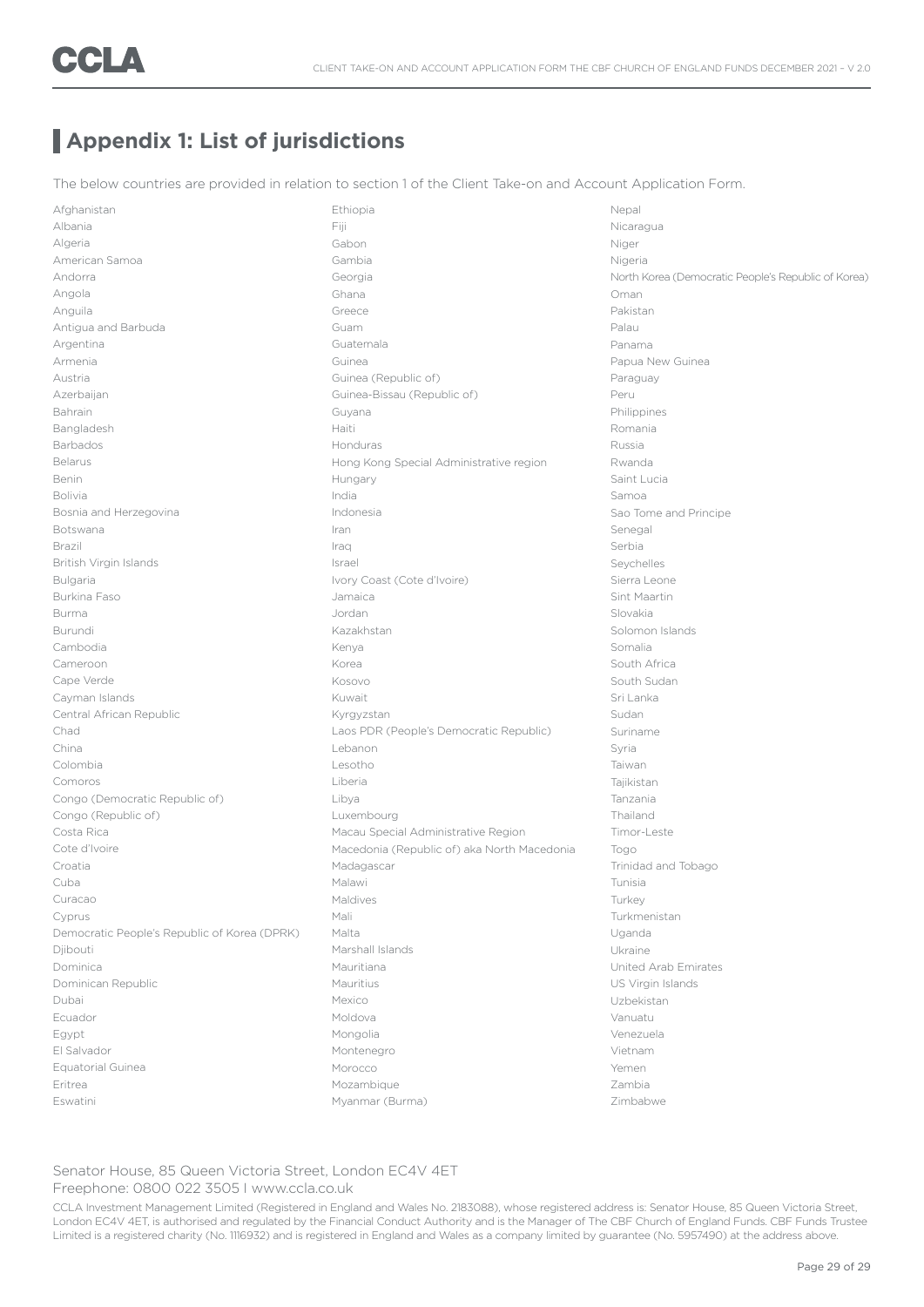# Appendix 1: List of jurisdictions

The below countries are provided in relation to section 1 of the Client Take-on and Account Application Form.

Afghanistan
Albania
Algeria
American Samoa
Andorra
Angola
Anguila
Antigua and Barbuda
Argentina
Armenia
Austria
Azerbaijan
Bahrain
Bangladesh
Barbados
Belarus
Benin
Bolivia
Bosnia and Herzegovina
Botswana
Brazil
British Virgin Islands
Bulgaria
Burkina Faso
Burma
Burundi
Cambodia
Cameroon
Cape Verde
Cayman Islands
Central African Republic
Chad
China
Colombia
Comoros
Congo (Democratic Republic of)
Congo (Republic of)
Costa Rica
Cote d'Ivoire
Croatia
Cuba
Curacao
Cyprus
Democratic People's Republic of Korea (DPRK)
Djibouti
Dominica
Dominican Republic
Dubai
Ecuador
Egypt
El Salvador
Equatorial Guinea
Eritrea
Eswatini
Ethiopia
Fiji
Gabon
Gambia
Georgia
Ghana
Greece
Guam
Guatemala
Guinea
Guinea (Republic of)
Guinea-Bissau (Republic of)
Guyana
Haiti
Honduras
Hong Kong Special Administrative region
Hungary
India
Indonesia
Iran
Iraq
Israel
Ivory Coast (Cote d'Ivoire)
Jamaica
Jordan
Kazakhstan
Kenya
Korea
Kosovo
Kuwait
Kyrgyzstan
Laos PDR (People's Democratic Republic)
Lebanon
Lesotho
Liberia
Libya
Luxembourg
Macau Special Administrative Region
Macedonia (Republic of) aka North Macedonia
Madagascar
Malawi
Maldives
Mali
Malta
Marshall Islands
Mauritiana
Mauritius
Mexico
Moldova
Mongolia
Montenegro
Morocco
Mozambique
Myanmar (Burma)
Nepal
Nicaragua
Niger
Nigeria
North Korea (Democratic People's Republic of Korea)
Oman
Pakistan
Palau
Panama
Papua New Guinea
Paraguay
Peru
Philippines
Romania
Russia
Rwanda
Saint Lucia
Samoa
Sao Tome and Principe
Senegal
Serbia
Seychelles
Sierra Leone
Sint Maartin
Slovakia
Solomon Islands
Somalia
South Africa
South Sudan
Sri Lanka
Sudan
Suriname
Syria
Taiwan
Tajikistan
Tanzania
Thailand
Timor-Leste
Togo
Trinidad and Tobago
Tunisia
Turkey
Turkmenistan
Uganda
Ukraine
United Arab Emirates
US Virgin Islands
Uzbekistan
Vanuatu
Venezuela
Vietnam
Yemen
Zambia
Zimbabwe

Senator House, 85 Queen Victoria Street, London EC4V 4ET
Freephone: 0800 022 3505 I www.ccla.co.uk

CCLA Investment Management Limited (Registered in England and Wales No. 2183088), whose registered address is: Senator House, 85 Queen Victoria Street, London EC4V 4ET, is authorised and regulated by the Financial Conduct Authority and is the Manager of The CBF Church of England Funds. CBF Funds Trustee Limited is a registered charity (No. 1116932) and is registered in England and Wales as a company limited by guarantee (No. 5957490) at the address above.